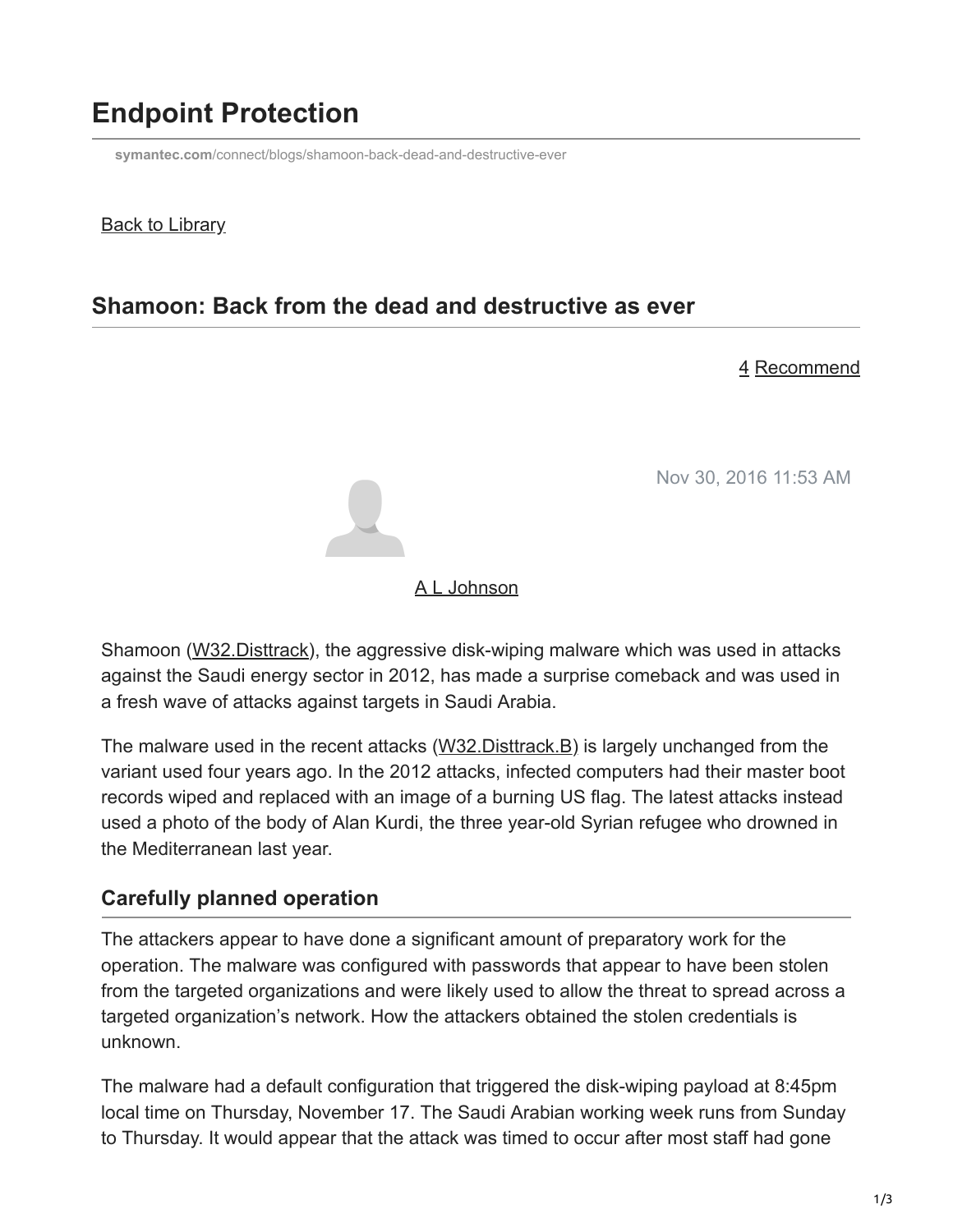# Endpoint Protection

symantec.com/connect/blogs/shamoon-back-dead-and-destructive-ever

Back to Library

## Shamoon: Back from the dead and destructive as ever

4 Recommend

Nov 30, 2016 11:53 AM

A L Johnson

Shamoon (W32.Disttrack), the aggressive disk-wiping malware which was used in attacks against the Saudi energy sector in 2012, has made a surprise comeback and was used in a fresh wave of attacks against targets in Saudi Arabia.

The malware used in the recent attacks (W32.Disttrack.B) is largely unchanged from the variant used four years ago. In the 2012 attacks, infected computers had their master boot records wiped and replaced with an image of a burning US flag. The latest attacks instead used a photo of the body of Alan Kurdi, the three year-old Syrian refugee who drowned in the Mediterranean last year.

### Carefully planned operation

The attackers appear to have done a significant amount of preparatory work for the operation. The malware was configured with passwords that appear to have been stolen from the targeted organizations and were likely used to allow the threat to spread across a targeted organization's network. How the attackers obtained the stolen credentials is unknown.

The malware had a default configuration that triggered the disk-wiping payload at 8:45pm local time on Thursday, November 17. The Saudi Arabian working week runs from Sunday to Thursday. It would appear that the attack was timed to occur after most staff had gone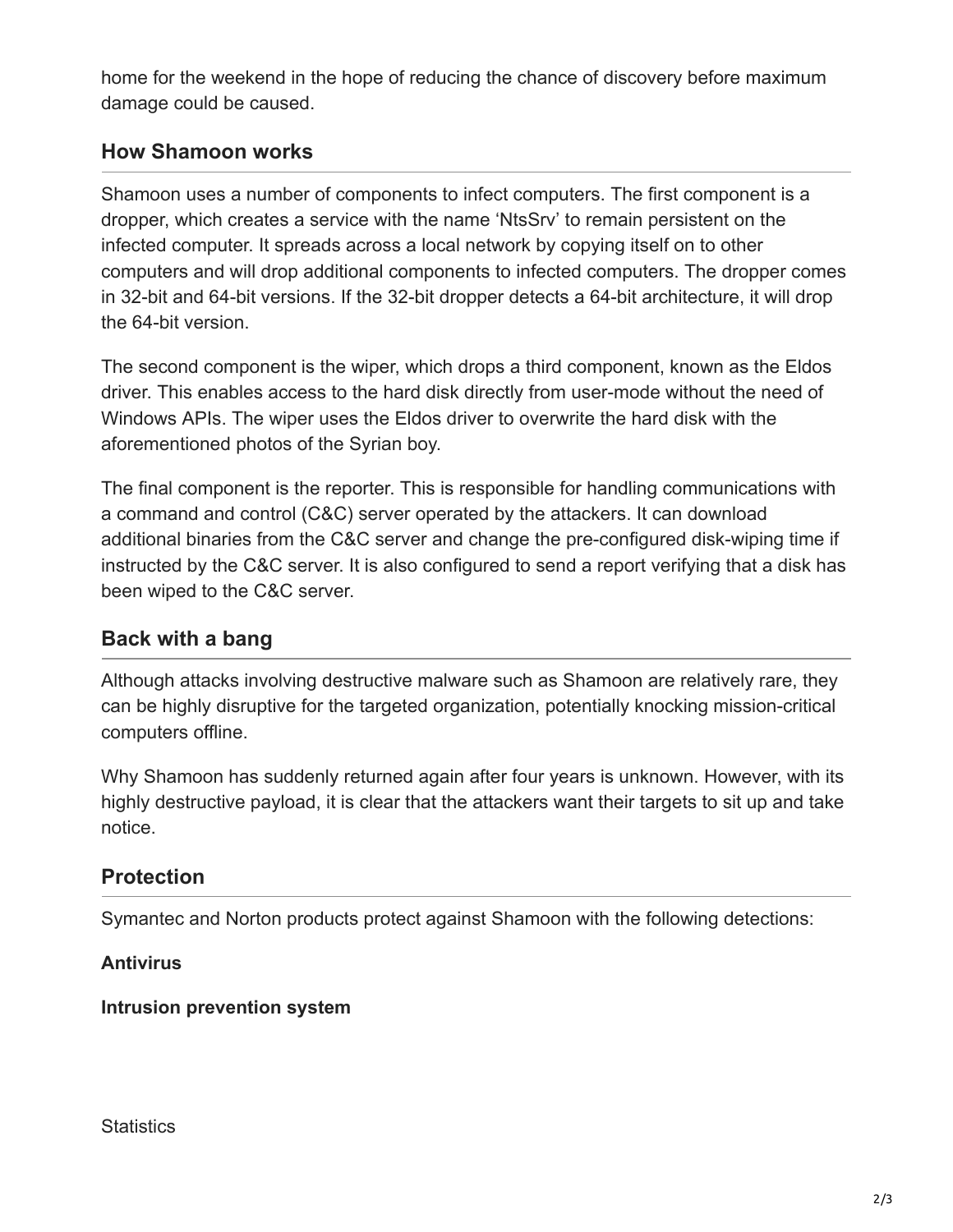home for the weekend in the hope of reducing the chance of discovery before maximum damage could be caused.

## How Shamoon works

Shamoon uses a number of components to infect computers. The first component is a dropper, which creates a service with the name 'NtsSrv' to remain persistent on the infected computer. It spreads across a local network by copying itself on to other computers and will drop additional components to infected computers. The dropper comes in 32-bit and 64-bit versions. If the 32-bit dropper detects a 64-bit architecture, it will drop the 64-bit version.

The second component is the wiper, which drops a third component, known as the Eldos driver. This enables access to the hard disk directly from user-mode without the need of Windows APIs. The wiper uses the Eldos driver to overwrite the hard disk with the aforementioned photos of the Syrian boy.

The final component is the reporter. This is responsible for handling communications with a command and control (C&C) server operated by the attackers. It can download additional binaries from the C&C server and change the pre-configured disk-wiping time if instructed by the C&C server. It is also configured to send a report verifying that a disk has been wiped to the C&C server.

## Back with a bang

Although attacks involving destructive malware such as Shamoon are relatively rare, they can be highly disruptive for the targeted organization, potentially knocking mission-critical computers offline.

Why Shamoon has suddenly returned again after four years is unknown. However, with its highly destructive payload, it is clear that the attackers want their targets to sit up and take notice.

## Protection

Symantec and Norton products protect against Shamoon with the following detections:

**Antivirus**

**Intrusion prevention system**

Statistics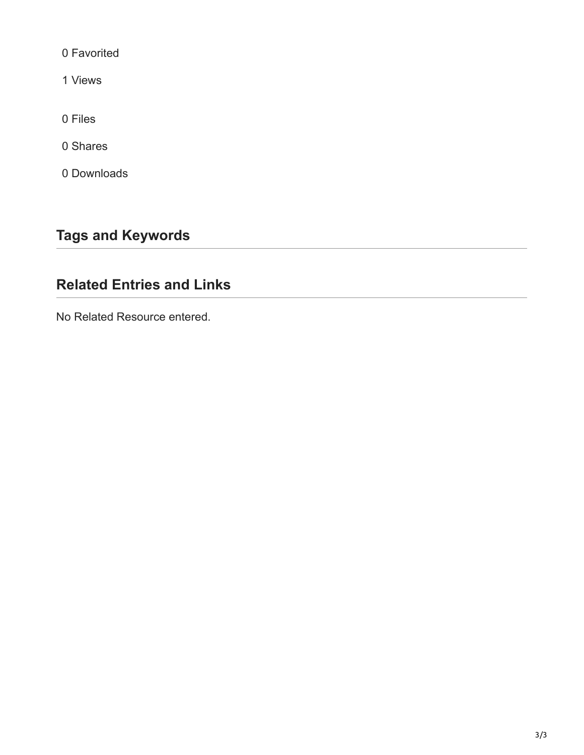0 Favorited

1 Views

0 Files

0 Shares

0 Downloads

## Tags and Keywords

## Related Entries and Links

No Related Resource entered.